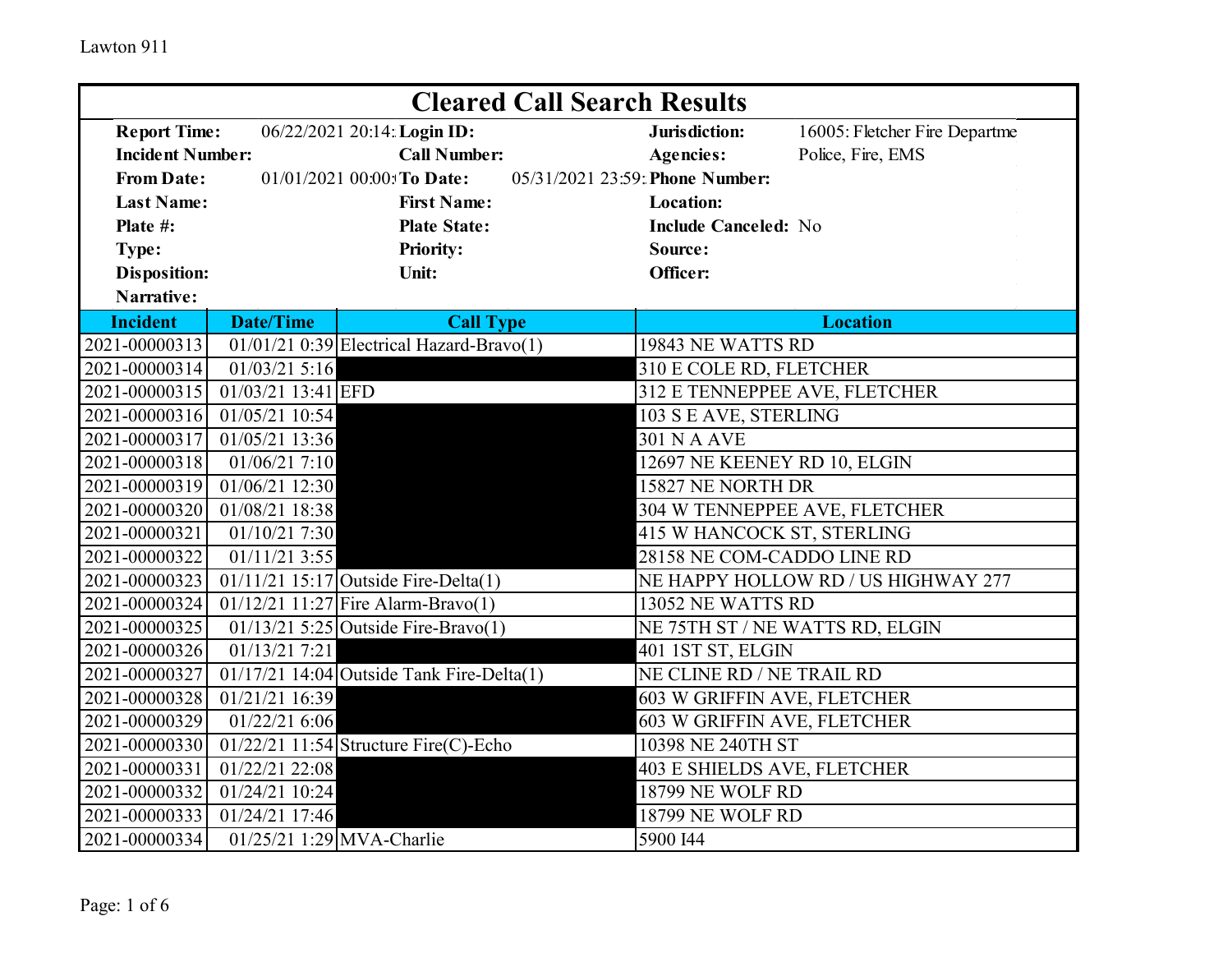Lawton 911

# Cleared Call Search Results

| | | | | | |
|---|---|---|---|---|---|
| **Report Time:** | 06/22/2021 20:14: | **Login ID:** | | **Jurisdiction:** | 16005: Fletcher Fire Departme |
| **Incident Number:** | | **Call Number:** | | **Agencies:** | Police, Fire, EMS |
| **From Date:** | 01/01/2021 00:00: | **To Date:** | 05/31/2021 23:59: | **Phone Number:** | |
| **Last Name:** | | **First Name:** | | **Location:** | |
| **Plate #:** | | **Plate State:** | | **Include Canceled:** | No |
| **Type:** | | **Priority:** | | **Source:** | |
| **Disposition:** | | **Unit:** | | **Officer:** | |
| **Narrative:** | | | | | |

| Incident | Date/Time | Call Type | Location |
|---|---|---|---|
| 2021-00000313 | 01/01/21 0:39 | Electrical Hazard-Bravo(1) | 19843 NE WATTS RD |
| 2021-00000314 | 01/03/21 5:16 | | 310 E COLE RD, FLETCHER |
| 2021-00000315 | 01/03/21 13:41 | EFD | 312 E TENNEPPEE AVE, FLETCHER |
| 2021-00000316 | 01/05/21 10:54 | | 103 S E AVE, STERLING |
| 2021-00000317 | 01/05/21 13:36 | | 301 N A AVE |
| 2021-00000318 | 01/06/21 7:10 | | 12697 NE KEENEY RD 10, ELGIN |
| 2021-00000319 | 01/06/21 12:30 | | 15827 NE NORTH DR |
| 2021-00000320 | 01/08/21 18:38 | | 304 W TENNEPPEE AVE, FLETCHER |
| 2021-00000321 | 01/10/21 7:30 | | 415 W HANCOCK ST, STERLING |
| 2021-00000322 | 01/11/21 3:55 | | 28158 NE COM-CADDO LINE RD |
| 2021-00000323 | 01/11/21 15:17 | Outside Fire-Delta(1) | NE HAPPY HOLLOW RD / US HIGHWAY 277 |
| 2021-00000324 | 01/12/21 11:27 | Fire Alarm-Bravo(1) | 13052 NE WATTS RD |
| 2021-00000325 | 01/13/21 5:25 | Outside Fire-Bravo(1) | NE 75TH ST / NE WATTS RD, ELGIN |
| 2021-00000326 | 01/13/21 7:21 | | 401 1ST ST, ELGIN |
| 2021-00000327 | 01/17/21 14:04 | Outside Tank Fire-Delta(1) | NE CLINE RD / NE TRAIL RD |
| 2021-00000328 | 01/21/21 16:39 | | 603 W GRIFFIN AVE, FLETCHER |
| 2021-00000329 | 01/22/21 6:06 | | 603 W GRIFFIN AVE, FLETCHER |
| 2021-00000330 | 01/22/21 11:54 | Structure Fire(C)-Echo | 10398 NE 240TH ST |
| 2021-00000331 | 01/22/21 22:08 | | 403 E SHIELDS AVE, FLETCHER |
| 2021-00000332 | 01/24/21 10:24 | | 18799 NE WOLF RD |
| 2021-00000333 | 01/24/21 17:46 | | 18799 NE WOLF RD |
| 2021-00000334 | 01/25/21 1:29 | MVA-Charlie | 5900 I44 |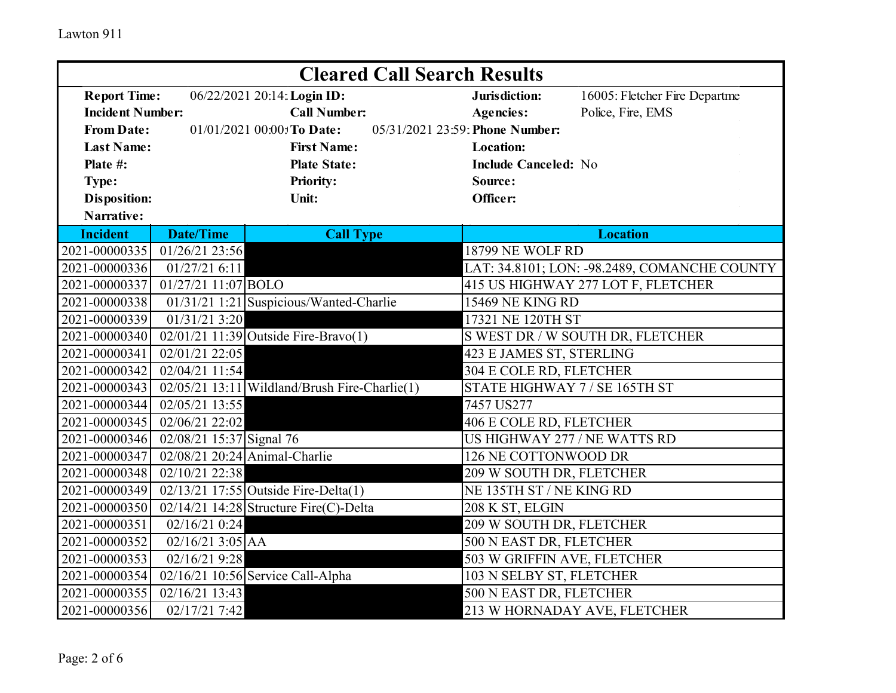# Cleared Call Search Results

| | | | | | |
|---|---|---|---|---|---|
| **Report Time:** | 06/22/2021 20:14: | **Login ID:** | | **Jurisdiction:** | 16005: Fletcher Fire Departme |
| **Incident Number:** | | **Call Number:** | | **Agencies:** | Police, Fire, EMS |
| **From Date:** | 01/01/2021 00:00: | **To Date:** | 05/31/2021 23:59: | **Phone Number:** | |
| **Last Name:** | | **First Name:** | | **Location:** | |
| **Plate #:** | | **Plate State:** | | **Include Canceled:** | No |
| **Type:** | | **Priority:** | | **Source:** | |
| **Disposition:** | | **Unit:** | | **Officer:** | |
| **Narrative:** | | | | | |

| Incident | Date/Time | Call Type | Location |
|---|---|---|---|
| 2021-00000335 | 01/26/21 23:56 | | 18799 NE WOLF RD |
| 2021-00000336 | 01/27/21 6:11 | | LAT: 34.8101; LON: -98.2489, COMANCHE COUNTY |
| 2021-00000337 | 01/27/21 11:07 | BOLO | 415 US HIGHWAY 277 LOT F, FLETCHER |
| 2021-00000338 | 01/31/21 1:21 | Suspicious/Wanted-Charlie | 15469 NE KING RD |
| 2021-00000339 | 01/31/21 3:20 | | 17321 NE 120TH ST |
| 2021-00000340 | 02/01/21 11:39 | Outside Fire-Bravo(1) | S WEST DR / W SOUTH DR, FLETCHER |
| 2021-00000341 | 02/01/21 22:05 | | 423 E JAMES ST, STERLING |
| 2021-00000342 | 02/04/21 11:54 | | 304 E COLE RD, FLETCHER |
| 2021-00000343 | 02/05/21 13:11 | Wildland/Brush Fire-Charlie(1) | STATE HIGHWAY 7 / SE 165TH ST |
| 2021-00000344 | 02/05/21 13:55 | | 7457 US277 |
| 2021-00000345 | 02/06/21 22:02 | | 406 E COLE RD, FLETCHER |
| 2021-00000346 | 02/08/21 15:37 | Signal 76 | US HIGHWAY 277 / NE WATTS RD |
| 2021-00000347 | 02/08/21 20:24 | Animal-Charlie | 126 NE COTTONWOOD DR |
| 2021-00000348 | 02/10/21 22:38 | | 209 W SOUTH DR, FLETCHER |
| 2021-00000349 | 02/13/21 17:55 | Outside Fire-Delta(1) | NE 135TH ST / NE KING RD |
| 2021-00000350 | 02/14/21 14:28 | Structure Fire(C)-Delta | 208 K ST, ELGIN |
| 2021-00000351 | 02/16/21 0:24 | | 209 W SOUTH DR, FLETCHER |
| 2021-00000352 | 02/16/21 3:05 | AA | 500 N EAST DR, FLETCHER |
| 2021-00000353 | 02/16/21 9:28 | | 503 W GRIFFIN AVE, FLETCHER |
| 2021-00000354 | 02/16/21 10:56 | Service Call-Alpha | 103 N SELBY ST, FLETCHER |
| 2021-00000355 | 02/16/21 13:43 | | 500 N EAST DR, FLETCHER |
| 2021-00000356 | 02/17/21 7:42 | | 213 W HORNADAY AVE, FLETCHER |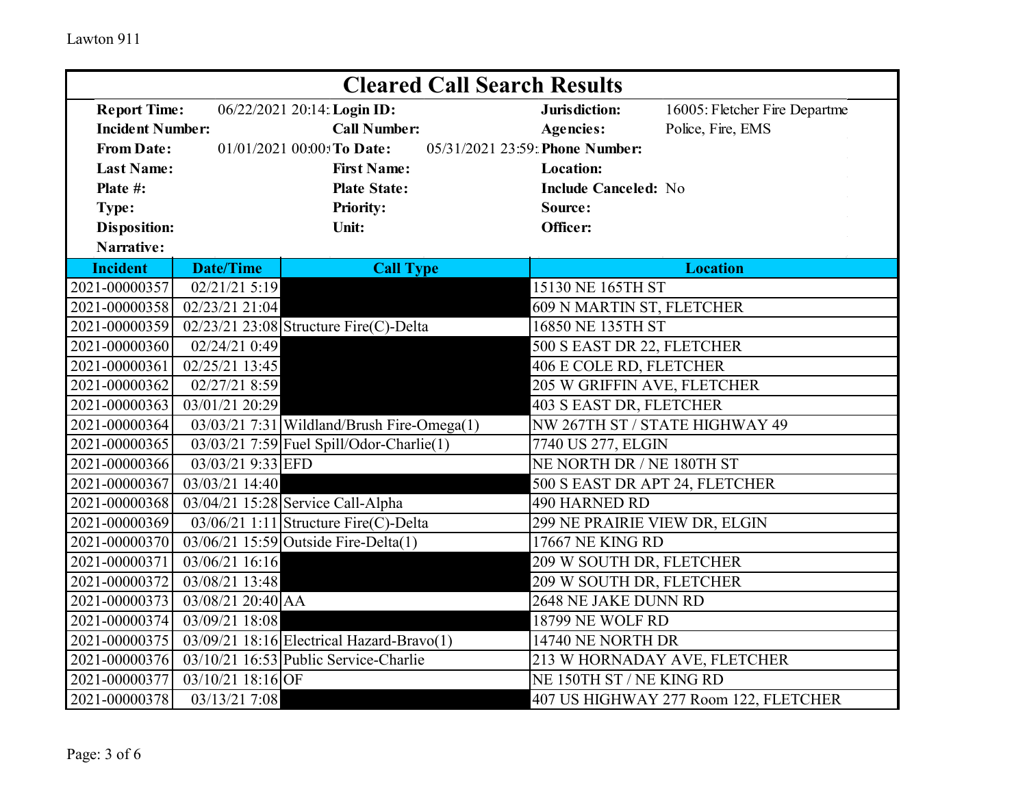Lawton 911

# Cleared Call Search Results

| | | | | | |
|---|---|---|---|---|---|
| **Report Time:** | 06/22/2021 20:14: | **Login ID:** | | **Jurisdiction:** | 16005: Fletcher Fire Departme |
| **Incident Number:** | | **Call Number:** | | **Agencies:** | Police, Fire, EMS |
| **From Date:** | 01/01/2021 00:00: | **To Date:** | 05/31/2021 23:59: | **Phone Number:** | |
| **Last Name:** | | **First Name:** | | **Location:** | |
| **Plate #:** | | **Plate State:** | | **Include Canceled:** | No |
| **Type:** | | **Priority:** | | **Source:** | |
| **Disposition:** | | **Unit:** | | **Officer:** | |
| **Narrative:** | | | | | |

| Incident | Date/Time | Call Type | Location |
|---|---|---|---|
| 2021-00000357 | 02/21/21 5:19 | | 15130 NE 165TH ST |
| 2021-00000358 | 02/23/21 21:04 | | 609 N MARTIN ST, FLETCHER |
| 2021-00000359 | 02/23/21 23:08 | Structure Fire(C)-Delta | 16850 NE 135TH ST |
| 2021-00000360 | 02/24/21 0:49 | | 500 S EAST DR 22, FLETCHER |
| 2021-00000361 | 02/25/21 13:45 | | 406 E COLE RD, FLETCHER |
| 2021-00000362 | 02/27/21 8:59 | | 205 W GRIFFIN AVE, FLETCHER |
| 2021-00000363 | 03/01/21 20:29 | | 403 S EAST DR, FLETCHER |
| 2021-00000364 | 03/03/21 7:31 | Wildland/Brush Fire-Omega(1) | NW 267TH ST / STATE HIGHWAY 49 |
| 2021-00000365 | 03/03/21 7:59 | Fuel Spill/Odor-Charlie(1) | 7740 US 277, ELGIN |
| 2021-00000366 | 03/03/21 9:33 | EFD | NE NORTH DR / NE 180TH ST |
| 2021-00000367 | 03/03/21 14:40 | | 500 S EAST DR APT 24, FLETCHER |
| 2021-00000368 | 03/04/21 15:28 | Service Call-Alpha | 490 HARNED RD |
| 2021-00000369 | 03/06/21 1:11 | Structure Fire(C)-Delta | 299 NE PRAIRIE VIEW DR, ELGIN |
| 2021-00000370 | 03/06/21 15:59 | Outside Fire-Delta(1) | 17667 NE KING RD |
| 2021-00000371 | 03/06/21 16:16 | | 209 W SOUTH DR, FLETCHER |
| 2021-00000372 | 03/08/21 13:48 | | 209 W SOUTH DR, FLETCHER |
| 2021-00000373 | 03/08/21 20:40 | AA | 2648 NE JAKE DUNN RD |
| 2021-00000374 | 03/09/21 18:08 | | 18799 NE WOLF RD |
| 2021-00000375 | 03/09/21 18:16 | Electrical Hazard-Bravo(1) | 14740 NE NORTH DR |
| 2021-00000376 | 03/10/21 16:53 | Public Service-Charlie | 213 W HORNADAY AVE, FLETCHER |
| 2021-00000377 | 03/10/21 18:16 | OF | NE 150TH ST / NE KING RD |
| 2021-00000378 | 03/13/21 7:08 | | 407 US HIGHWAY 277 Room 122, FLETCHER |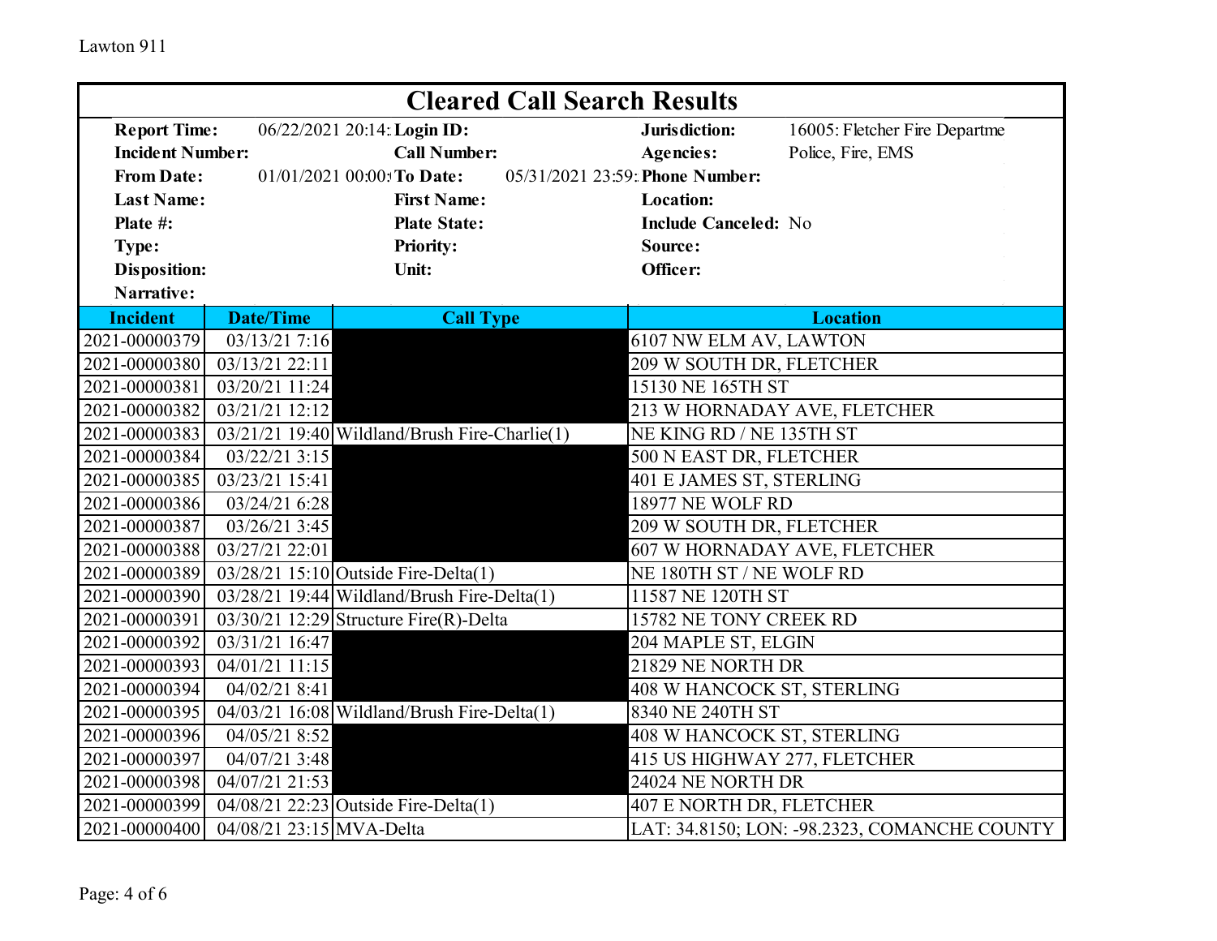# Cleared Call Search Results

| | | | | | |
|---|---|---|---|---|---|
| **Report Time:** | 06/22/2021 20:14: | **Login ID:** | | **Jurisdiction:** | 16005: Fletcher Fire Departme |
| **Incident Number:** | | **Call Number:** | | **Agencies:** | Police, Fire, EMS |
| **From Date:** | 01/01/2021 00:00: | **To Date:** | 05/31/2021 23:59: | **Phone Number:** | |
| **Last Name:** | | **First Name:** | | **Location:** | |
| **Plate #:** | | **Plate State:** | | **Include Canceled:** | No |
| **Type:** | | **Priority:** | | **Source:** | |
| **Disposition:** | | **Unit:** | | **Officer:** | |
| **Narrative:** | | | | | |

| Incident | Date/Time | Call Type | Location |
|---|---|---|---|
| 2021-00000379 | 03/13/21 7:16 | | 6107 NW ELM AV, LAWTON |
| 2021-00000380 | 03/13/21 22:11 | | 209 W SOUTH DR, FLETCHER |
| 2021-00000381 | 03/20/21 11:24 | | 15130 NE 165TH ST |
| 2021-00000382 | 03/21/21 12:12 | | 213 W HORNADAY AVE, FLETCHER |
| 2021-00000383 | 03/21/21 19:40 | Wildland/Brush Fire-Charlie(1) | NE KING RD / NE 135TH ST |
| 2021-00000384 | 03/22/21 3:15 | | 500 N EAST DR, FLETCHER |
| 2021-00000385 | 03/23/21 15:41 | | 401 E JAMES ST, STERLING |
| 2021-00000386 | 03/24/21 6:28 | | 18977 NE WOLF RD |
| 2021-00000387 | 03/26/21 3:45 | | 209 W SOUTH DR, FLETCHER |
| 2021-00000388 | 03/27/21 22:01 | | 607 W HORNADAY AVE, FLETCHER |
| 2021-00000389 | 03/28/21 15:10 | Outside Fire-Delta(1) | NE 180TH ST / NE WOLF RD |
| 2021-00000390 | 03/28/21 19:44 | Wildland/Brush Fire-Delta(1) | 11587 NE 120TH ST |
| 2021-00000391 | 03/30/21 12:29 | Structure Fire(R)-Delta | 15782 NE TONY CREEK RD |
| 2021-00000392 | 03/31/21 16:47 | | 204 MAPLE ST, ELGIN |
| 2021-00000393 | 04/01/21 11:15 | | 21829 NE NORTH DR |
| 2021-00000394 | 04/02/21 8:41 | | 408 W HANCOCK ST, STERLING |
| 2021-00000395 | 04/03/21 16:08 | Wildland/Brush Fire-Delta(1) | 8340 NE 240TH ST |
| 2021-00000396 | 04/05/21 8:52 | | 408 W HANCOCK ST, STERLING |
| 2021-00000397 | 04/07/21 3:48 | | 415 US HIGHWAY 277, FLETCHER |
| 2021-00000398 | 04/07/21 21:53 | | 24024 NE NORTH DR |
| 2021-00000399 | 04/08/21 22:23 | Outside Fire-Delta(1) | 407 E NORTH DR, FLETCHER |
| 2021-00000400 | 04/08/21 23:15 | MVA-Delta | LAT: 34.8150; LON: -98.2323, COMANCHE COUNTY |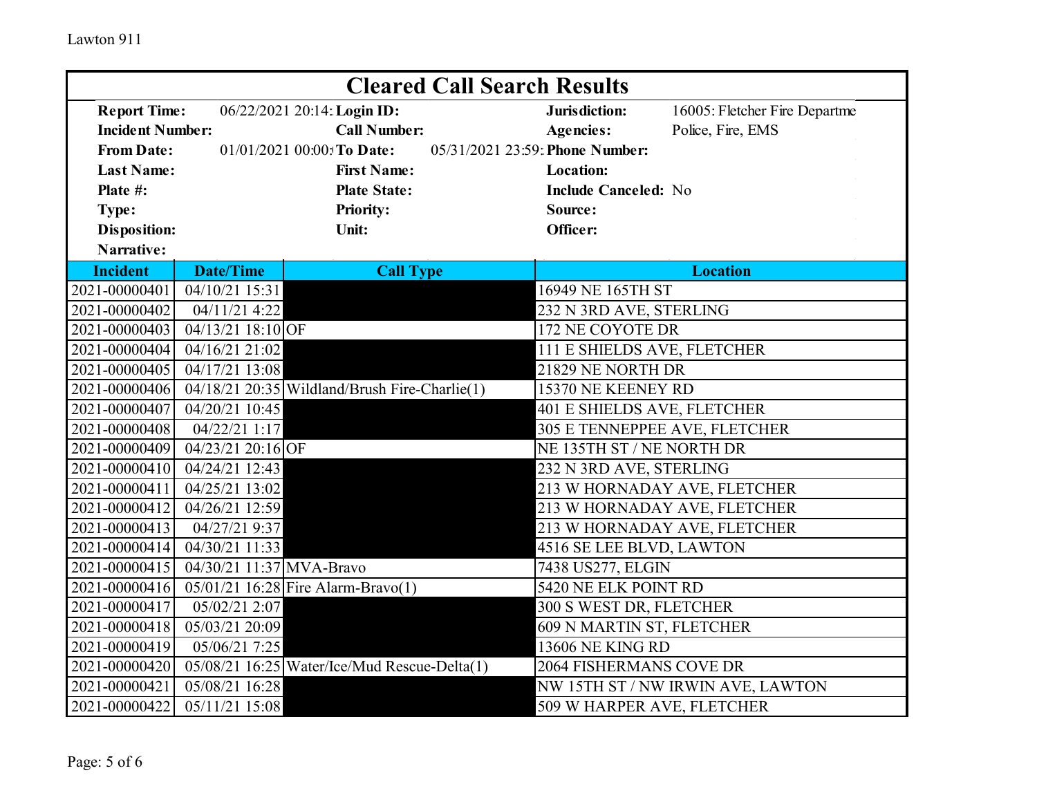Lawton 911

# Cleared Call Search Results

| | | | | | |
|---|---|---|---|---|---|
| **Report Time:** | 06/22/2021 20:14: | **Login ID:** | | **Jurisdiction:** | 16005: Fletcher Fire Departme |
| **Incident Number:** | | **Call Number:** | | **Agencies:** | Police, Fire, EMS |
| **From Date:** | 01/01/2021 00:00: | **To Date:** | 05/31/2021 23:59: | **Phone Number:** | |
| **Last Name:** | | **First Name:** | | **Location:** | |
| **Plate #:** | | **Plate State:** | | **Include Canceled:** | No |
| **Type:** | | **Priority:** | | **Source:** | |
| **Disposition:** | | **Unit:** | | **Officer:** | |
| **Narrative:** | | | | | |

| Incident | Date/Time | Call Type | Location |
|---|---|---|---|
| 2021-00000401 | 04/10/21 15:31 | | 16949 NE 165TH ST |
| 2021-00000402 | 04/11/21 4:22 | | 232 N 3RD AVE, STERLING |
| 2021-00000403 | 04/13/21 18:10 | OF | 172 NE COYOTE DR |
| 2021-00000404 | 04/16/21 21:02 | | 111 E SHIELDS AVE, FLETCHER |
| 2021-00000405 | 04/17/21 13:08 | | 21829 NE NORTH DR |
| 2021-00000406 | 04/18/21 20:35 | Wildland/Brush Fire-Charlie(1) | 15370 NE KEENEY RD |
| 2021-00000407 | 04/20/21 10:45 | | 401 E SHIELDS AVE, FLETCHER |
| 2021-00000408 | 04/22/21 1:17 | | 305 E TENNEPPEE AVE, FLETCHER |
| 2021-00000409 | 04/23/21 20:16 | OF | NE 135TH ST / NE NORTH DR |
| 2021-00000410 | 04/24/21 12:43 | | 232 N 3RD AVE, STERLING |
| 2021-00000411 | 04/25/21 13:02 | | 213 W HORNADAY AVE, FLETCHER |
| 2021-00000412 | 04/26/21 12:59 | | 213 W HORNADAY AVE, FLETCHER |
| 2021-00000413 | 04/27/21 9:37 | | 213 W HORNADAY AVE, FLETCHER |
| 2021-00000414 | 04/30/21 11:33 | | 4516 SE LEE BLVD, LAWTON |
| 2021-00000415 | 04/30/21 11:37 | MVA-Bravo | 7438 US277, ELGIN |
| 2021-00000416 | 05/01/21 16:28 | Fire Alarm-Bravo(1) | 5420 NE ELK POINT RD |
| 2021-00000417 | 05/02/21 2:07 | | 300 S WEST DR, FLETCHER |
| 2021-00000418 | 05/03/21 20:09 | | 609 N MARTIN ST, FLETCHER |
| 2021-00000419 | 05/06/21 7:25 | | 13606 NE KING RD |
| 2021-00000420 | 05/08/21 16:25 | Water/Ice/Mud Rescue-Delta(1) | 2064 FISHERMANS COVE DR |
| 2021-00000421 | 05/08/21 16:28 | | NW 15TH ST / NW IRWIN AVE, LAWTON |
| 2021-00000422 | 05/11/21 15:08 | | 509 W HARPER AVE, FLETCHER |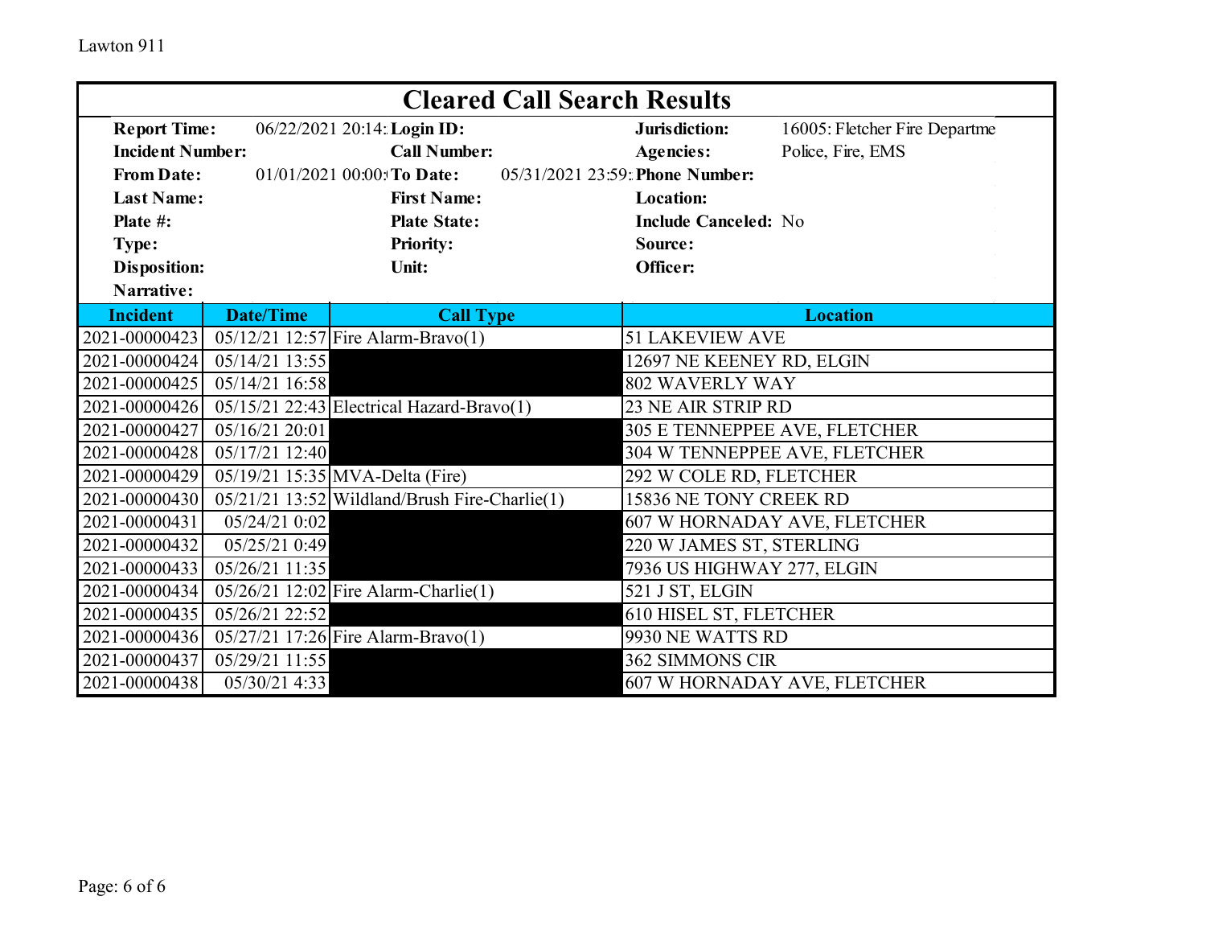Lawton 911

# Cleared Call Search Results

| | | | | | |
|---|---|---|---|---|---|
| **Report Time:** | 06/22/2021 20:14: | **Login ID:** | | **Jurisdiction:** | 16005: Fletcher Fire Departme |
| **Incident Number:** | | **Call Number:** | | **Agencies:** | Police, Fire, EMS |
| **From Date:** | 01/01/2021 00:00: | **To Date:** | 05/31/2021 23:59: | **Phone Number:** | |
| **Last Name:** | | **First Name:** | | **Location:** | |
| **Plate #:** | | **Plate State:** | | **Include Canceled:** | No |
| **Type:** | | **Priority:** | | **Source:** | |
| **Disposition:** | | **Unit:** | | **Officer:** | |
| **Narrative:** | | | | | |

| Incident | Date/Time | Call Type | Location |
|---|---|---|---|
| 2021-00000423 | 05/12/21 12:57 | Fire Alarm-Bravo(1) | 51 LAKEVIEW AVE |
| 2021-00000424 | 05/14/21 13:55 | | 12697 NE KEENEY RD, ELGIN |
| 2021-00000425 | 05/14/21 16:58 | | 802 WAVERLY WAY |
| 2021-00000426 | 05/15/21 22:43 | Electrical Hazard-Bravo(1) | 23 NE AIR STRIP RD |
| 2021-00000427 | 05/16/21 20:01 | | 305 E TENNEPPEE AVE, FLETCHER |
| 2021-00000428 | 05/17/21 12:40 | | 304 W TENNEPPEE AVE, FLETCHER |
| 2021-00000429 | 05/19/21 15:35 | MVA-Delta (Fire) | 292 W COLE RD, FLETCHER |
| 2021-00000430 | 05/21/21 13:52 | Wildland/Brush Fire-Charlie(1) | 15836 NE TONY CREEK RD |
| 2021-00000431 | 05/24/21 0:02 | | 607 W HORNADAY AVE, FLETCHER |
| 2021-00000432 | 05/25/21 0:49 | | 220 W JAMES ST, STERLING |
| 2021-00000433 | 05/26/21 11:35 | | 7936 US HIGHWAY 277, ELGIN |
| 2021-00000434 | 05/26/21 12:02 | Fire Alarm-Charlie(1) | 521 J ST, ELGIN |
| 2021-00000435 | 05/26/21 22:52 | | 610 HISEL ST, FLETCHER |
| 2021-00000436 | 05/27/21 17:26 | Fire Alarm-Bravo(1) | 9930 NE WATTS RD |
| 2021-00000437 | 05/29/21 11:55 | | 362 SIMMONS CIR |
| 2021-00000438 | 05/30/21 4:33 | | 607 W HORNADAY AVE, FLETCHER |